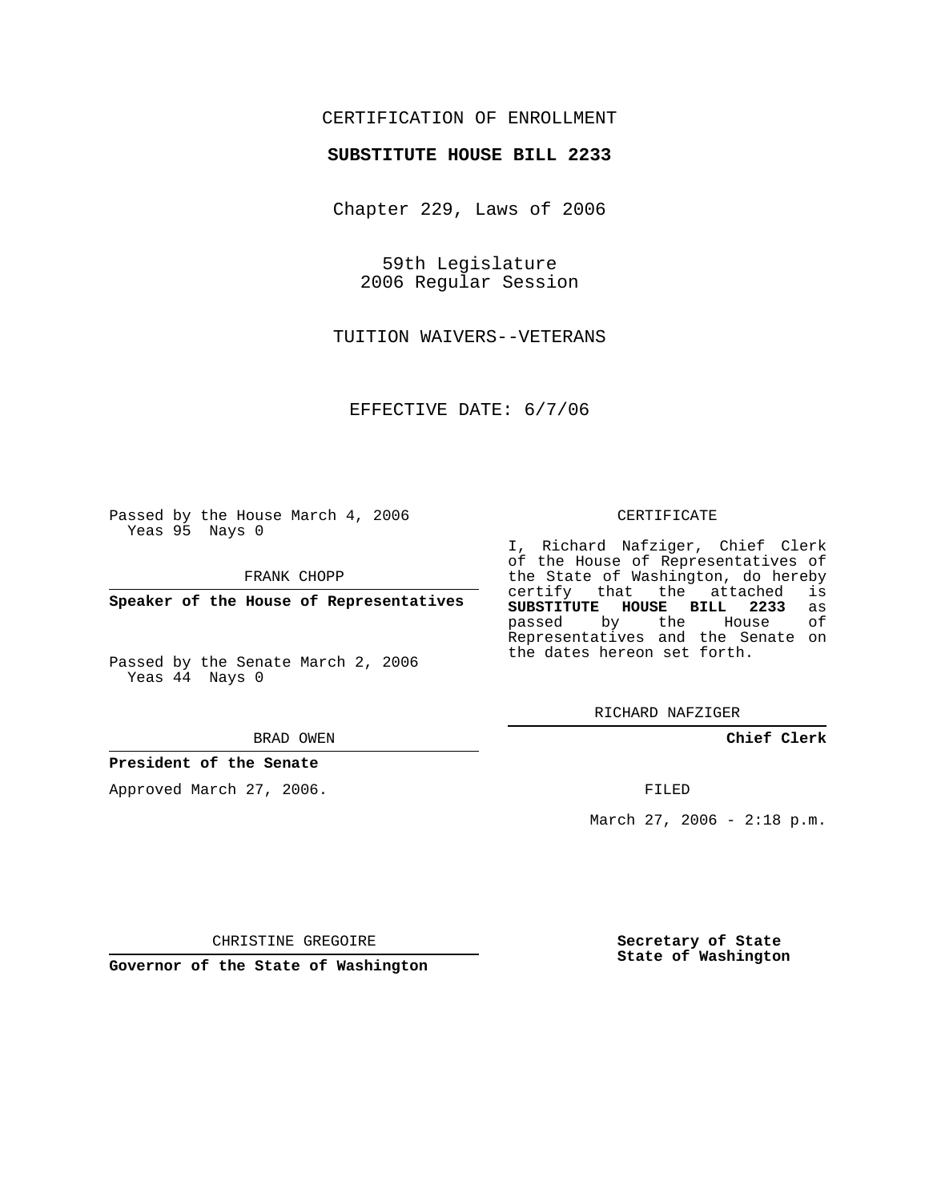CERTIFICATION OF ENROLLMENT

**SUBSTITUTE HOUSE BILL 2233**

Chapter 229, Laws of 2006

59th Legislature
2006 Regular Session

TUITION WAIVERS--VETERANS

EFFECTIVE DATE: 6/7/06

Passed by the House March 4, 2006
Yeas 95 Nays 0

FRANK CHOPP

**Speaker of the House of Representatives**

Passed by the Senate March 2, 2006
Yeas 44 Nays 0

BRAD OWEN

**President of the Senate**

Approved March 27, 2006.

CHRISTINE GREGOIRE

**Governor of the State of Washington**

CERTIFICATE

I, Richard Nafziger, Chief Clerk of the House of Representatives of the State of Washington, do hereby certify that the attached is **SUBSTITUTE HOUSE BILL 2233** as passed by the House of Representatives and the Senate on the dates hereon set forth.

RICHARD NAFZIGER

**Chief Clerk**

FILED

March 27, 2006 - 2:18 p.m.

**Secretary of State**
**State of Washington**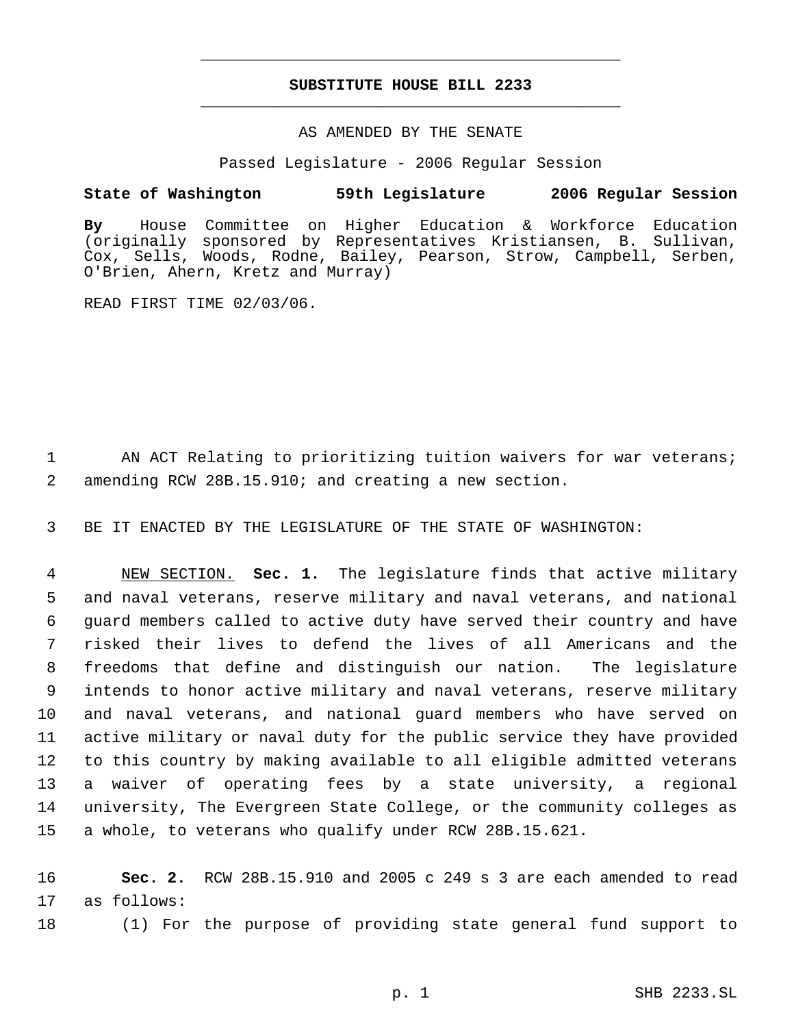# SUBSTITUTE HOUSE BILL 2233

AS AMENDED BY THE SENATE

Passed Legislature - 2006 Regular Session

**State of Washington 59th Legislature 2006 Regular Session**

**By** House Committee on Higher Education & Workforce Education (originally sponsored by Representatives Kristiansen, B. Sullivan, Cox, Sells, Woods, Rodne, Bailey, Pearson, Strow, Campbell, Serben, O'Brien, Ahern, Kretz and Murray)

READ FIRST TIME 02/03/06.

AN ACT Relating to prioritizing tuition waivers for war veterans; amending RCW 28B.15.910; and creating a new section.

BE IT ENACTED BY THE LEGISLATURE OF THE STATE OF WASHINGTON:

NEW SECTION. **Sec. 1.** The legislature finds that active military and naval veterans, reserve military and naval veterans, and national guard members called to active duty have served their country and have risked their lives to defend the lives of all Americans and the freedoms that define and distinguish our nation. The legislature intends to honor active military and naval veterans, reserve military and naval veterans, and national guard members who have served on active military or naval duty for the public service they have provided to this country by making available to all eligible admitted veterans a waiver of operating fees by a state university, a regional university, The Evergreen State College, or the community colleges as a whole, to veterans who qualify under RCW 28B.15.621.

**Sec. 2.** RCW 28B.15.910 and 2005 c 249 s 3 are each amended to read as follows:

(1) For the purpose of providing state general fund support to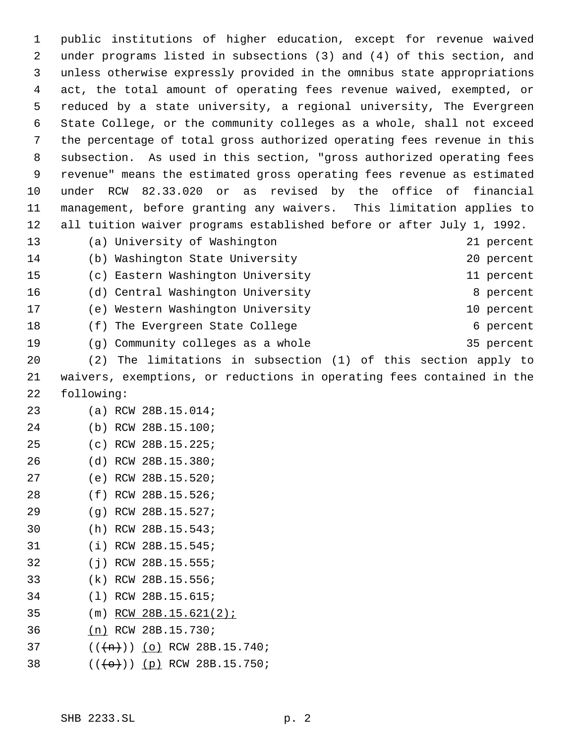public institutions of higher education, except for revenue waived under programs listed in subsections (3) and (4) of this section, and unless otherwise expressly provided in the omnibus state appropriations act, the total amount of operating fees revenue waived, exempted, or reduced by a state university, a regional university, The Evergreen State College, or the community colleges as a whole, shall not exceed the percentage of total gross authorized operating fees revenue in this subsection. As used in this section, "gross authorized operating fees revenue" means the estimated gross operating fees revenue as estimated under RCW 82.33.020 or as revised by the office of financial management, before granting any waivers. This limitation applies to all tuition waiver programs established before or after July 1, 1992.

| | |
|---|---|
| (a) University of Washington | 21 percent |
| (b) Washington State University | 20 percent |
| (c) Eastern Washington University | 11 percent |
| (d) Central Washington University | 8 percent |
| (e) Western Washington University | 10 percent |
| (f) The Evergreen State College | 6 percent |
| (g) Community colleges as a whole | 35 percent |

(2) The limitations in subsection (1) of this section apply to waivers, exemptions, or reductions in operating fees contained in the following:

(a) RCW 28B.15.014;
(b) RCW 28B.15.100;
(c) RCW 28B.15.225;
(d) RCW 28B.15.380;
(e) RCW 28B.15.520;
(f) RCW 28B.15.526;
(g) RCW 28B.15.527;
(h) RCW 28B.15.543;
(i) RCW 28B.15.545;
(j) RCW 28B.15.555;
(k) RCW 28B.15.556;
(l) RCW 28B.15.615;
(m) RCW 28B.15.621(2);
(n) RCW 28B.15.730;
(((n))) (o) RCW 28B.15.740;
(((o))) (p) RCW 28B.15.750;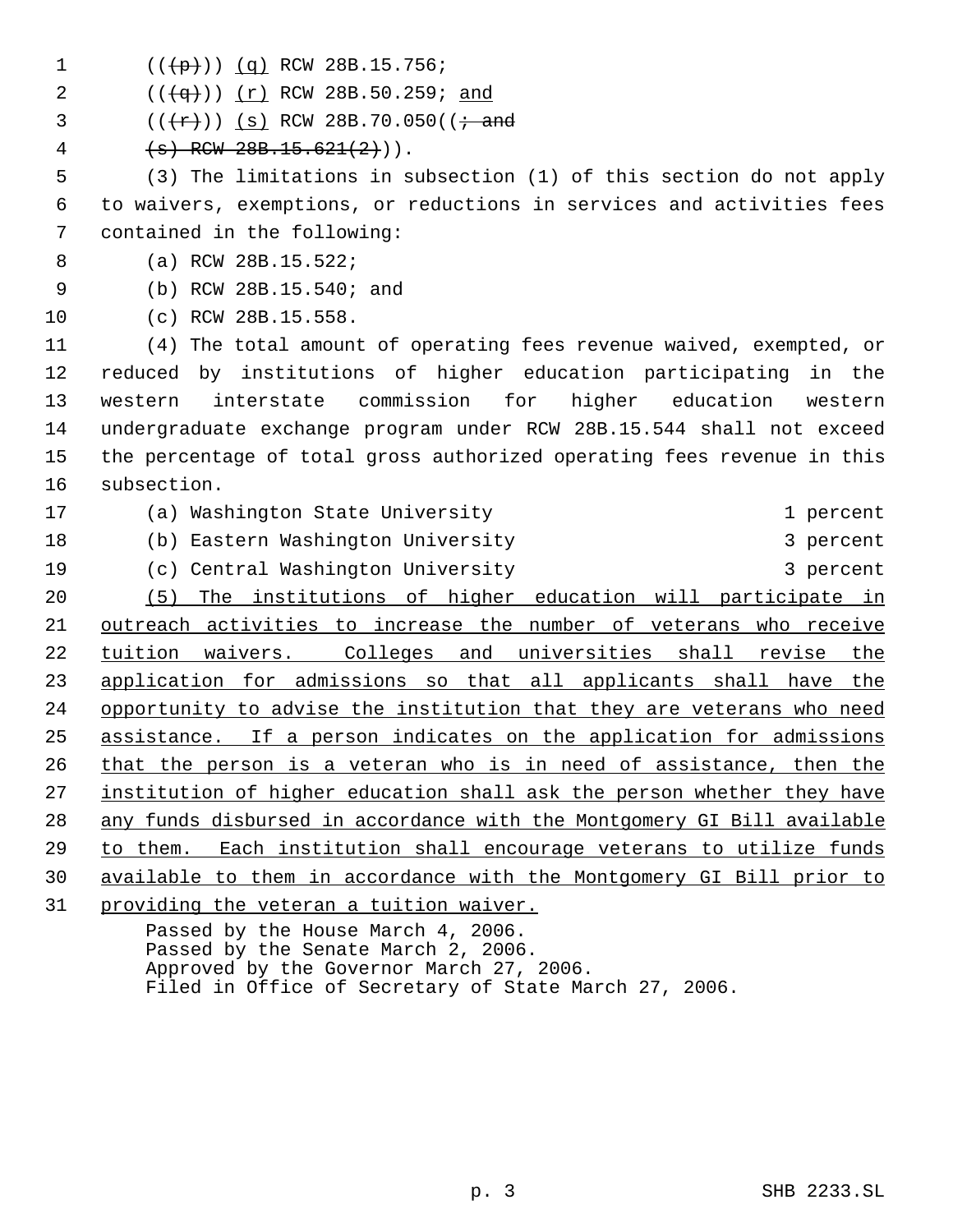(((p))) (q) RCW 28B.15.756;

(((q))) (r) RCW 28B.50.259; and

(((r))) (s) RCW 28B.70.050((; and

(s) RCW 28B.15.621(2))).

(3) The limitations in subsection (1) of this section do not apply to waivers, exemptions, or reductions in services and activities fees contained in the following:

(a) RCW 28B.15.522;

(b) RCW 28B.15.540; and

(c) RCW 28B.15.558.

(4) The total amount of operating fees revenue waived, exempted, or reduced by institutions of higher education participating in the western interstate commission for higher education western undergraduate exchange program under RCW 28B.15.544 shall not exceed the percentage of total gross authorized operating fees revenue in this subsection.

| | |
|---|---|
| (a) Washington State University | 1 percent |
| (b) Eastern Washington University | 3 percent |
| (c) Central Washington University | 3 percent |

(5) The institutions of higher education will participate in outreach activities to increase the number of veterans who receive tuition waivers. Colleges and universities shall revise the application for admissions so that all applicants shall have the opportunity to advise the institution that they are veterans who need assistance. If a person indicates on the application for admissions that the person is a veteran who is in need of assistance, then the institution of higher education shall ask the person whether they have any funds disbursed in accordance with the Montgomery GI Bill available to them. Each institution shall encourage veterans to utilize funds available to them in accordance with the Montgomery GI Bill prior to providing the veteran a tuition waiver.

Passed by the House March 4, 2006.
Passed by the Senate March 2, 2006.
Approved by the Governor March 27, 2006.
Filed in Office of Secretary of State March 27, 2006.